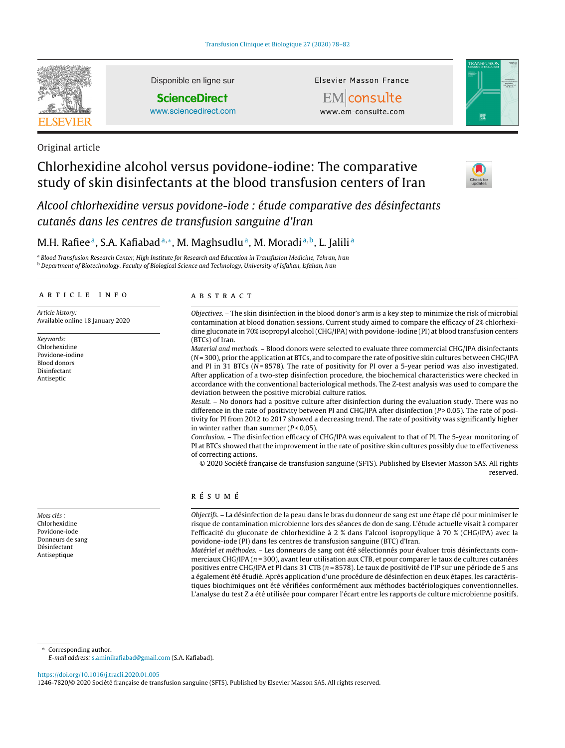Original article

# Chlorhexidine alcohol versus povidone-iodine: The comparative study of skin disinfectants at the blood transfusion centers of Iran

*Alcool chlorhexidine versus povidone-iode : étude comparative des désinfectants cutanés dans les centres de transfusion sanguine d'Iran*

M.H. Rafiee[a], S.A. Kafiabad[a,*], M. Maghsudlu[a], M. Moradi[a,b], L. Jalili[a]

[a] *Blood Transfusion Research Center, High Institute for Research and Education in Transfusion Medicine, Tehran, Iran*
[b] *Department of Biotechnology, Faculty of Biological Science and Technology, University of Isfahan, Isfahan, Iran*

## ARTICLE INFO

*Article history:*
Available online 18 January 2020

*Keywords:*
Chlorhexidine
Povidone-iodine
Blood donors
Disinfectant
Antiseptic

## ABSTRACT

*Objectives.* – The skin disinfection in the blood donor's arm is a key step to minimize the risk of microbial contamination at blood donation sessions. Current study aimed to compare the efficacy of 2% chlorhexidine gluconate in 70% isopropyl alcohol (CHG/IPA) with povidone-Iodine (PI) at blood transfusion centers (BTCs) of Iran.

*Material and methods.* – Blood donors were selected to evaluate three commercial CHG/IPA disinfectants ($N = 300$), prior the application at BTCs, and to compare the rate of positive skin cultures between CHG/IPA and PI in 31 BTCs ($N = 8578$). The rate of positivity for PI over a 5-year period was also investigated. After application of a two-step disinfection procedure, the biochemical characteristics were checked in accordance with the conventional bacteriological methods. The Z-test analysis was used to compare the deviation between the positive microbial culture ratios.

*Result.* – No donors had a positive culture after disinfection during the evaluation study. There was no difference in the rate of positivity between PI and CHG/IPA after disinfection ($P > 0.05$). The rate of positivity for PI from 2012 to 2017 showed a decreasing trend. The rate of positivity was significantly higher in winter rather than summer ($P < 0.05$).

*Conclusion.* – The disinfection efficacy of CHG/IPA was equivalent to that of PI. The 5-year monitoring of PI at BTCs showed that the improvement in the rate of positive skin cultures possibly due to effectiveness of correcting actions.

© 2020 Société française de transfusion sanguine (SFTS). Published by Elsevier Masson SAS. All rights reserved.

## RÉSUMÉ

*Mots clés :*
Chlorhexidine
Povidone-iode
Donneurs de sang
Désinfectant
Antiseptique

*Objectifs.* – La désinfection de la peau dans le bras du donneur de sang est une étape clé pour minimiser le risque de contamination microbienne lors des séances de don de sang. L'étude actuelle visait à comparer l'efficacité du gluconate de chlorhexidine à 2 % dans l'alcool isopropylique à 70 % (CHG/IPA) avec la povidone-iode (PI) dans les centres de transfusion sanguine (BTC) d'Iran.

*Matériel et méthodes.* – Les donneurs de sang ont été sélectionnés pour évaluer trois désinfectants commerciaux CHG/IPA ($n = 300$), avant leur utilisation aux CTB, et pour comparer le taux de cultures cutanées positives entre CHG/IPA et PI dans 31 CTB ($n = 8578$). Le taux de positivité de l'IP sur une période de 5 ans a également été étudié. Après application d'une procédure de désinfection en deux étapes, les caractéristiques biochimiques ont été vérifiées conformément aux méthodes bactériologiques conventionnelles. L'analyse du test Z a été utilisée pour comparer l'écart entre les rapports de culture microbienne positifs.

\* Corresponding author.
*E-mail address:* s.aminikafiabad@gmail.com (S.A. Kafiabad).

https://doi.org/10.1016/j.tracli.2020.01.005
1246-7820/© 2020 Société française de transfusion sanguine (SFTS). Published by Elsevier Masson SAS. All rights reserved.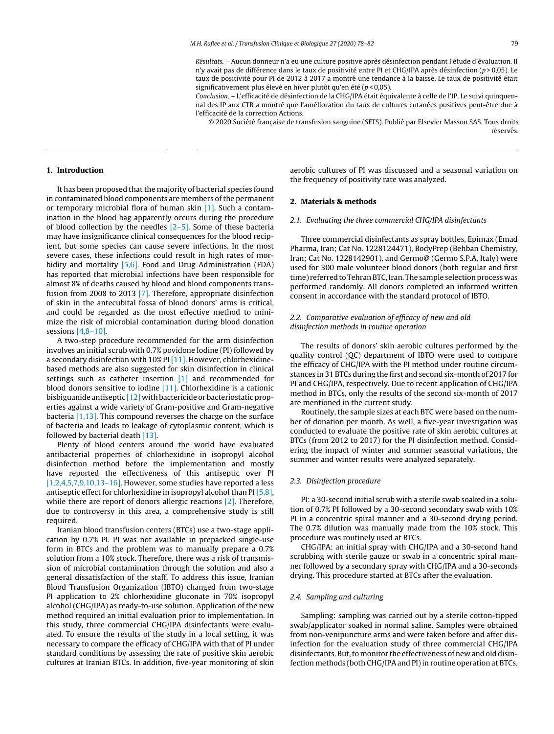*Résultats.* – Aucun donneur n'a eu une culture positive après désinfection pendant l'étude d'évaluation. Il n'y avait pas de différence dans le taux de positivité entre PI et CHG/IPA après désinfection ($p > 0,05$). Le taux de positivité pour PI de 2012 à 2017 a montré une tendance à la baisse. Le taux de positivité était significativement plus élevé en hiver plutôt qu'en été ($p < 0,05$).

*Conclusion.* – L'efficacité de désinfection de la CHG/IPA était équivalente à celle de l'IP. Le suivi quinquennal des IP aux CTB a montré que l'amélioration du taux de cultures cutanées positives peut-être due à l'efficacité de la correction Actions.

© 2020 Société française de transfusion sanguine (SFTS). Publié par Elsevier Masson SAS. Tous droits réservés.

## 1. Introduction

It has been proposed that the majority of bacterial species found in contaminated blood components are members of the permanent or temporary microbial flora of human skin [1]. Such a contamination in the blood bag apparently occurs during the procedure of blood collection by the needles [2–5]. Some of these bacteria may have insignificance clinical consequences for the blood recipient, but some species can cause severe infections. In the most severe cases, these infections could result in high rates of morbidity and mortality [5,6]. Food and Drug Administration (FDA) has reported that microbial infections have been responsible for almost 8% of deaths caused by blood and blood components transfusion from 2008 to 2013 [7]. Therefore, appropriate disinfection of skin in the antecubital fossa of blood donors' arms is critical, and could be regarded as the most effective method to minimize the risk of microbial contamination during blood donation sessions [4,8–10].

A two-step procedure recommended for the arm disinfection involves an initial scrub with 0.7% povidone Iodine (PI) followed by a secondary disinfection with 10% PI [11]. However, chlorhexidine-based methods are also suggested for skin disinfection in clinical settings such as catheter insertion [1] and recommended for blood donors sensitive to iodine [11]. Chlorhexidine is a cationic bisbiguanide antiseptic [12] with bactericide or bacteriostatic properties against a wide variety of Gram-positive and Gram-negative bacteria [1,13]. This compound reverses the charge on the surface of bacteria and leads to leakage of cytoplasmic content, which is followed by bacterial death [13].

Plenty of blood centers around the world have evaluated antibacterial properties of chlorhexidine in isopropyl alcohol disinfection method before the implementation and mostly have reported the effectiveness of this antiseptic over PI [1,2,4,5,7,9,10,13–16]. However, some studies have reported a less antiseptic effect for chlorhexidine in isopropyl alcohol than PI [5,8], while there are report of donors allergic reactions [2]. Therefore, due to controversy in this area, a comprehensive study is still required.

Iranian blood transfusion centers (BTCs) use a two-stage application by 0.7% PI. PI was not available in prepacked single-use form in BTCs and the problem was to manually prepare a 0.7% solution from a 10% stock. Therefore, there was a risk of transmission of microbial contamination through the solution and also a general dissatisfaction of the staff. To address this issue, Iranian Blood Transfusion Organization (IBTO) changed from two-stage PI application to 2% chlorhexidine gluconate in 70% isopropyl alcohol (CHG/IPA) as ready-to-use solution. Application of the new method required an initial evaluation prior to implementation. In this study, three commercial CHG/IPA disinfectants were evaluated. To ensure the results of the study in a local setting, it was necessary to compare the efficacy of CHG/IPA with that of PI under standard conditions by assessing the rate of positive skin aerobic cultures at Iranian BTCs. In addition, five-year monitoring of skin aerobic cultures of PI was discussed and a seasonal variation on the frequency of positivity rate was analyzed.

## 2. Materials & methods

### 2.1. Evaluating the three commercial CHG/IPA disinfectants

Three commercial disinfectants as spray bottles, Epimax (Emad Pharma, Iran; Cat No. 1228124471), BodyPrep (Behban Chemistry, Iran; Cat No. 1228142901), and Germo@ (Germo S.P.A, Italy) were used for 300 male volunteer blood donors (both regular and first time) referred to Tehran BTC, Iran. The sample selection process was performed randomly. All donors completed an informed written consent in accordance with the standard protocol of IBTO.

### 2.2. Comparative evaluation of efficacy of new and old disinfection methods in routine operation

The results of donors' skin aerobic cultures performed by the quality control (QC) department of IBTO were used to compare the efficacy of CHG/IPA with the PI method under routine circumstances in 31 BTCs during the first and second six-month of 2017 for PI and CHG/IPA, respectively. Due to recent application of CHG/IPA method in BTCs, only the results of the second six-month of 2017 are mentioned in the current study.

Routinely, the sample sizes at each BTC were based on the number of donation per month. As well, a five-year investigation was conducted to evaluate the positive rate of skin aerobic cultures at BTCs (from 2012 to 2017) for the PI disinfection method. Considering the impact of winter and summer seasonal variations, the summer and winter results were analyzed separately.

### 2.3. Disinfection procedure

PI: a 30-second initial scrub with a sterile swab soaked in a solution of 0.7% PI followed by a 30-second secondary swab with 10% PI in a concentric spiral manner and a 30-second drying period. The 0.7% dilution was manually made from the 10% stock. This procedure was routinely used at BTCs.

CHG/IPA: an initial spray with CHG/IPA and a 30-second hand scrubbing with sterile gauze or swab in a concentric spiral manner followed by a secondary spray with CHG/IPA and a 30-seconds drying. This procedure started at BTCs after the evaluation.

### 2.4. Sampling and culturing

Sampling: sampling was carried out by a sterile cotton-tipped swab/applicator soaked in normal saline. Samples were obtained from non-venipuncture arms and were taken before and after disinfection for the evaluation study of three commercial CHG/IPA disinfectants. But, to monitor the effectiveness of new and old disinfection methods (both CHG/IPA and PI) in routine operation at BTCs,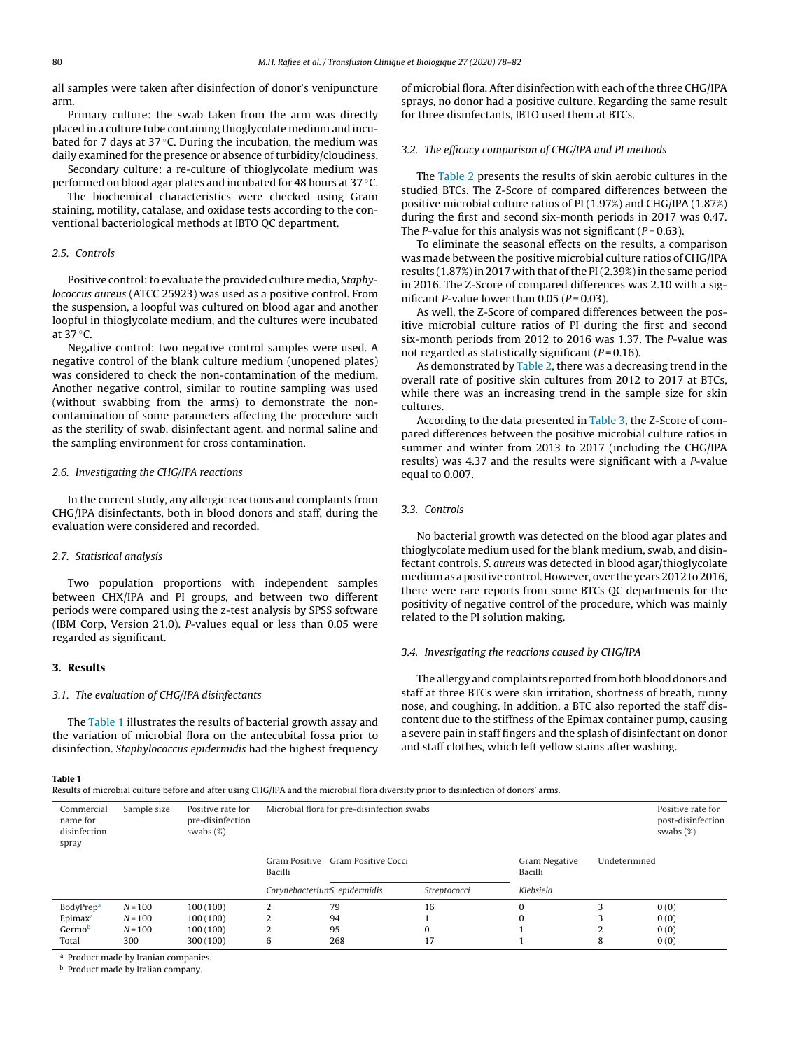all samples were taken after disinfection of donor's venipuncture arm.

Primary culture: the swab taken from the arm was directly placed in a culture tube containing thioglycolate medium and incubated for 7 days at 37 °C. During the incubation, the medium was daily examined for the presence or absence of turbidity/cloudiness.

Secondary culture: a re-culture of thioglycolate medium was performed on blood agar plates and incubated for 48 hours at 37 °C.

The biochemical characteristics were checked using Gram staining, motility, catalase, and oxidase tests according to the conventional bacteriological methods at IBTO QC department.

### 2.5. Controls

Positive control: to evaluate the provided culture media, *Staphylococcus aureus* (ATCC 25923) was used as a positive control. From the suspension, a loopful was cultured on blood agar and another loopful in thioglycolate medium, and the cultures were incubated at 37 °C.

Negative control: two negative control samples were used. A negative control of the blank culture medium (unopened plates) was considered to check the non-contamination of the medium. Another negative control, similar to routine sampling was used (without swabbing from the arms) to demonstrate the non-contamination of some parameters affecting the procedure such as the sterility of swab, disinfectant agent, and normal saline and the sampling environment for cross contamination.

### 2.6. Investigating the CHG/IPA reactions

In the current study, any allergic reactions and complaints from CHG/IPA disinfectants, both in blood donors and staff, during the evaluation were considered and recorded.

### 2.7. Statistical analysis

Two population proportions with independent samples between CHX/IPA and PI groups, and between two different periods were compared using the z-test analysis by SPSS software (IBM Corp, Version 21.0). *P*-values equal or less than 0.05 were regarded as significant.

## 3. Results

### 3.1. The evaluation of CHG/IPA disinfectants

The Table 1 illustrates the results of bacterial growth assay and the variation of microbial flora on the antecubital fossa prior to disinfection. *Staphylococcus epidermidis* had the highest frequency of microbial flora. After disinfection with each of the three CHG/IPA sprays, no donor had a positive culture. Regarding the same result for three disinfectants, IBTO used them at BTCs.

### 3.2. The efficacy comparison of CHG/IPA and PI methods

The Table 2 presents the results of skin aerobic cultures in the studied BTCs. The Z-Score of compared differences between the positive microbial culture ratios of PI (1.97%) and CHG/IPA (1.87%) during the first and second six-month periods in 2017 was 0.47. The *P*-value for this analysis was not significant ($P = 0.63$).

To eliminate the seasonal effects on the results, a comparison was made between the positive microbial culture ratios of CHG/IPA results (1.87%) in 2017 with that of the PI (2.39%) in the same period in 2016. The Z-Score of compared differences was 2.10 with a significant *P*-value lower than 0.05 ($P = 0.03$).

As well, the Z-Score of compared differences between the positive microbial culture ratios of PI during the first and second six-month periods from 2012 to 2016 was 1.37. The *P*-value was not regarded as statistically significant ($P = 0.16$).

As demonstrated by Table 2, there was a decreasing trend in the overall rate of positive skin cultures from 2012 to 2017 at BTCs, while there was an increasing trend in the sample size for skin cultures.

According to the data presented in Table 3, the Z-Score of compared differences between the positive microbial culture ratios in summer and winter from 2013 to 2017 (including the CHG/IPA results) was 4.37 and the results were significant with a *P*-value equal to 0.007.

### 3.3. Controls

No bacterial growth was detected on the blood agar plates and thioglycolate medium used for the blank medium, swab, and disinfectant controls. *S. aureus* was detected in blood agar/thioglycolate medium as a positive control. However, over the years 2012 to 2016, there were rare reports from some BTCs QC departments for the positivity of negative control of the procedure, which was mainly related to the PI solution making.

### 3.4. Investigating the reactions caused by CHG/IPA

The allergy and complaints reported from both blood donors and staff at three BTCs were skin irritation, shortness of breath, runny nose, and coughing. In addition, a BTC also reported the staff discontent due to the stiffness of the Epimax container pump, causing a severe pain in staff fingers and the splash of disinfectant on donor and staff clothes, which left yellow stains after washing.

**Table 1**
Results of microbial culture before and after using CHG/IPA and the microbial flora diversity prior to disinfection of donors' arms.

| Commercial name for disinfection spray | Sample size | Positive rate for pre-disinfection swabs (%) | Microbial flora for pre-disinfection swabs | | | | | Positive rate for post-disinfection swabs (%) |
|---|---|---|---|---|---|---|---|---|
| | | | Gram Positive Bacilli | Gram Positive Cocci | | Gram Negative Bacilli | Undetermined | |
| | | | *Corynebacterium* | *S. epidermidis* | *Streptococci* | *Klebsiela* | | |
| BodyPrep[a] | $N = 100$ | 100 (100) | 2 | 79 | 16 | 0 | 3 | 0 (0) |
| Epimax[a] | $N = 100$ | 100 (100) | 2 | 94 | 1 | 0 | 3 | 0 (0) |
| Germo[b] | $N = 100$ | 100 (100) | 2 | 95 | 0 | 1 | 2 | 0 (0) |
| Total | 300 | 300 (100) | 6 | 268 | 17 | 1 | 8 | 0 (0) |

[a] Product made by Iranian companies.
[b] Product made by Italian company.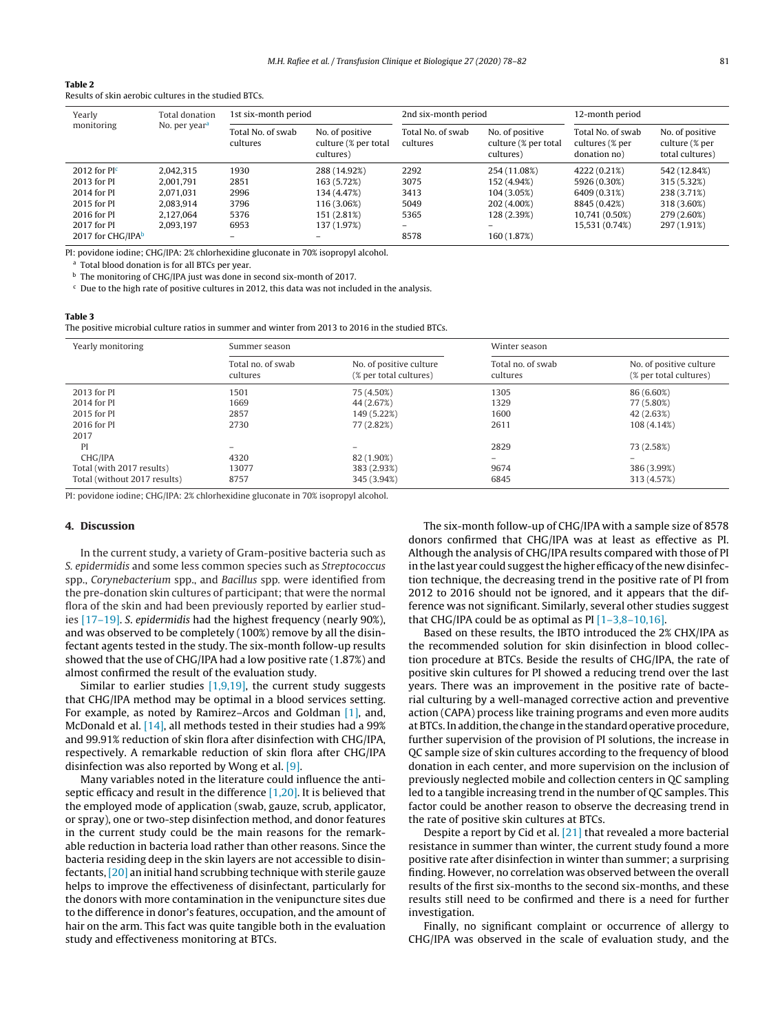**Table 2**
Results of skin aerobic cultures in the studied BTCs.

| Yearly monitoring | Total donation No. per year[a] | 1st six-month period | | 2nd six-month period | | 12-month period | |
|---|---|---|---|---|---|---|---|
| | | Total No. of swab cultures | No. of positive culture (% per total cultures) | Total No. of swab cultures | No. of positive culture (% per total cultures) | Total No. of swab cultures (% per donation no) | No. of positive culture (% per total cultures) |
| 2012 for PI[c] | 2,042,315 | 1930 | 288 (14.92%) | 2292 | 254 (11.08%) | 4222 (0.21%) | 542 (12.84%) |
| 2013 for PI | 2,001,791 | 2851 | 163 (5.72%) | 3075 | 152 (4.94%) | 5926 (0.30%) | 315 (5.32%) |
| 2014 for PI | 2,071,031 | 2996 | 134 (4.47%) | 3413 | 104 (3.05%) | 6409 (0.31%) | 238 (3.71%) |
| 2015 for PI | 2,083,914 | 3796 | 116 (3.06%) | 5049 | 202 (4.00%) | 8845 (0.42%) | 318 (3.60%) |
| 2016 for PI | 2,127,064 | 5376 | 151 (2.81%) | 5365 | 128 (2.39%) | 10,741 (0.50%) | 279 (2.60%) |
| 2017 for PI | 2,093,197 | 6953 | 137 (1.97%) | – | – | 15,531 (0.74%) | 297 (1.91%) |
| 2017 for CHG/IPA[b] | | – | – | 8578 | 160 (1.87%) | | |

PI: povidone iodine; CHG/IPA: 2% chlorhexidine gluconate in 70% isopropyl alcohol.
[a] Total blood donation is for all BTCs per year.
[b] The monitoring of CHG/IPA just was done in second six-month of 2017.
[c] Due to the high rate of positive cultures in 2012, this data was not included in the analysis.

**Table 3**
The positive microbial culture ratios in summer and winter from 2013 to 2016 in the studied BTCs.

| Yearly monitoring | Summer season | | Winter season | |
|---|---|---|---|---|
| | Total no. of swab cultures | No. of positive culture (% per total cultures) | Total no. of swab cultures | No. of positive culture (% per total cultures) |
| 2013 for PI | 1501 | 75 (4.50%) | 1305 | 86 (6.60%) |
| 2014 for PI | 1669 | 44 (2.67%) | 1329 | 77 (5.80%) |
| 2015 for PI | 2857 | 149 (5.22%) | 1600 | 42 (2.63%) |
| 2016 for PI | 2730 | 77 (2.82%) | 2611 | 108 (4.14%) |
| 2017 | | | | |
| PI | – | – | 2829 | 73 (2.58%) |
| CHG/IPA | 4320 | 82 (1.90%) | – | – |
| Total (with 2017 results) | 13077 | 383 (2.93%) | 9674 | 386 (3.99%) |
| Total (without 2017 results) | 8757 | 345 (3.94%) | 6845 | 313 (4.57%) |

PI: povidone iodine; CHG/IPA: 2% chlorhexidine gluconate in 70% isopropyl alcohol.

## 4. Discussion

In the current study, a variety of Gram-positive bacteria such as *S. epidermidis* and some less common species such as *Streptococcus* spp., *Corynebacterium* spp., and *Bacillus* spp. were identified from the pre-donation skin cultures of participant; that were the normal flora of the skin and had been previously reported by earlier studies [17–19]. *S. epidermidis* had the highest frequency (nearly 90%), and was observed to be completely (100%) remove by all the disinfectant agents tested in the study. The six-month follow-up results showed that the use of CHG/IPA had a low positive rate (1.87%) and almost confirmed the result of the evaluation study.

Similar to earlier studies [1,9,19], the current study suggests that CHG/IPA method may be optimal in a blood services setting. For example, as noted by Ramirez–Arcos and Goldman [1], and, McDonald et al. [14], all methods tested in their studies had a 99% and 99.91% reduction of skin flora after disinfection with CHG/IPA, respectively. A remarkable reduction of skin flora after CHG/IPA disinfection was also reported by Wong et al. [9].

Many variables noted in the literature could influence the antiseptic efficacy and result in the difference [1,20]. It is believed that the employed mode of application (swab, gauze, scrub, applicator, or spray), one or two-step disinfection method, and donor features in the current study could be the main reasons for the remarkable reduction in bacteria load rather than other reasons. Since the bacteria residing deep in the skin layers are not accessible to disinfectants, [20] an initial hand scrubbing technique with sterile gauze helps to improve the effectiveness of disinfectant, particularly for the donors with more contamination in the venipuncture sites due to the difference in donor's features, occupation, and the amount of hair on the arm. This fact was quite tangible both in the evaluation study and effectiveness monitoring at BTCs.

The six-month follow-up of CHG/IPA with a sample size of 8578 donors confirmed that CHG/IPA was at least as effective as PI. Although the analysis of CHG/IPA results compared with those of PI in the last year could suggest the higher efficacy of the new disinfection technique, the decreasing trend in the positive rate of PI from 2012 to 2016 should not be ignored, and it appears that the difference was not significant. Similarly, several other studies suggest that CHG/IPA could be as optimal as PI [1–3,8–10,16].

Based on these results, the IBTO introduced the 2% CHX/IPA as the recommended solution for skin disinfection in blood collection procedure at BTCs. Beside the results of CHG/IPA, the rate of positive skin cultures for PI showed a reducing trend over the last years. There was an improvement in the positive rate of bacterial culturing by a well-managed corrective action and preventive action (CAPA) process like training programs and even more audits at BTCs. In addition, the change in the standard operative procedure, further supervision of the provision of PI solutions, the increase in QC sample size of skin cultures according to the frequency of blood donation in each center, and more supervision on the inclusion of previously neglected mobile and collection centers in QC sampling led to a tangible increasing trend in the number of QC samples. This factor could be another reason to observe the decreasing trend in the rate of positive skin cultures at BTCs.

Despite a report by Cid et al. [21] that revealed a more bacterial resistance in summer than winter, the current study found a more positive rate after disinfection in winter than summer; a surprising finding. However, no correlation was observed between the overall results of the first six-months to the second six-months, and these results still need to be confirmed and there is a need for further investigation.

Finally, no significant complaint or occurrence of allergy to CHG/IPA was observed in the scale of evaluation study, and the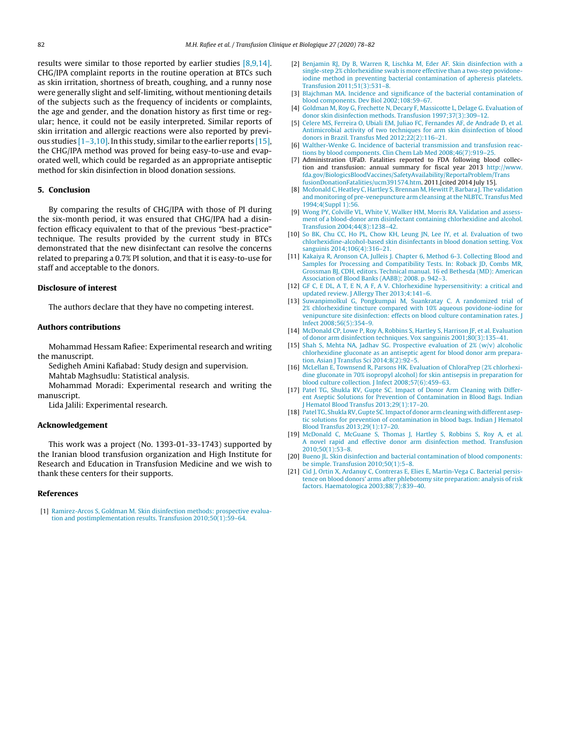results were similar to those reported by earlier studies [8,9,14]. CHG/IPA complaint reports in the routine operation at BTCs such as skin irritation, shortness of breath, coughing, and a runny nose were generally slight and self-limiting, without mentioning details of the subjects such as the frequency of incidents or complaints, the age and gender, and the donation history as first time or regular; hence, it could not be easily interpreted. Similar reports of skin irritation and allergic reactions were also reported by previous studies [1–3,10]. In this study, similar to the earlier reports [15], the CHG/IPA method was proved for being easy-to-use and evaporated well, which could be regarded as an appropriate antiseptic method for skin disinfection in blood donation sessions.

## 5. Conclusion

By comparing the results of CHG/IPA with those of PI during the six-month period, it was ensured that CHG/IPA had a disinfection efficacy equivalent to that of the previous "best-practice" technique. The results provided by the current study in BTCs demonstrated that the new disinfectant can resolve the concerns related to preparing a 0.7% PI solution, and that it is easy-to-use for staff and acceptable to the donors.

### Disclosure of interest

The authors declare that they have no competing interest.

### Authors contributions

Mohammad Hessam Rafiee: Experimental research and writing the manuscript.

Sedigheh Amini Kafiabad: Study design and supervision.

Mahtab Maghsudlu: Statistical analysis.

Mohammad Moradi: Experimental research and writing the manuscript.

Lida Jalili: Experimental research.

### Acknowledgement

This work was a project (No. 1393-01-33-1743) supported by the Iranian blood transfusion organization and High Institute for Research and Education in Transfusion Medicine and we wish to thank these centers for their supports.

### References

[1] Ramirez-Arcos S, Goldman M. Skin disinfection methods: prospective evaluation and postimplementation results. Transfusion 2010;50(1):59–64.

[2] Benjamin RJ, Dy B, Warren R, Lischka M, Eder AF. Skin disinfection with a single-step 2% chlorhexidine swab is more effective than a two-step povidone-iodine method in preventing bacterial contamination of apheresis platelets. Transfusion 2011;51(3):531–8.

[3] Blajchman MA. Incidence and significance of the bacterial contamination of blood components. Dev Biol 2002;108:59–67.

[4] Goldman M, Roy G, Frechette N, Decary F, Massicotte L, Delage G. Evaluation of donor skin disinfection methods. Transfusion 1997;37(3):309–12.

[5] Celere MS, Ferreira O, Ubiali EM, Juliao FC, Fernandes AF, de Andrade D, et al. Antimicrobial activity of two techniques for arm skin disinfection of blood donors in Brazil. Transfus Med 2012;22(2):116–21.

[6] Walther-Wenke G. Incidence of bacterial transmission and transfusion reactions by blood components. Clin Chem Lab Med 2008;46(7):919–25.

[7] Administration UFaD. Fatalities reported to FDA following blood collection and transfusion: annual summary for fiscal year 2013 http://www.fda.gov/BiologicsBloodVaccines/SafetyAvailability/ReportaProblem/TransfusionDonationFatalities/ucm391574.htm. 2011.[cited 2014 July 15].

[8] Mcdonald C, Heatley C, Hartley S, Brennan M, Hewitt P, Barbara J. The validation and monitoring of pre-venepuncture arm cleansing at the NLBTC. Transfus Med 1994;4(Suppl 1):56.

[9] Wong PY, Colville VL, White V, Walker HM, Morris RA. Validation and assessment of a blood-donor arm disinfectant containing chlorhexidine and alcohol. Transfusion 2004;44(8):1238–42.

[10] So BK, Chu CC, Ho PL, Chow KH, Leung JN, Lee IY, et al. Evaluation of two chlorhexidine-alcohol-based skin disinfectants in blood donation setting. Vox sanguinis 2014;106(4):316–21.

[11] Kakaiya R, Aronson CA, Julleis J. Chapter 6, Method 6-3. Collecting Blood and Samples for Processing and Compatibility Tests. In: Roback JD, Combs MR, Grossman BJ, CDH, editors. Transfusion. Technical manual. 16 ed Bethesda (MD): American Association of Blood Banks (AABB); 2008. p. 942–3.

[12] GF C, E DL, A T, E N, A F, A V. Chlorhexidine hypersensitivity: a critical and updated review. J Allergy Ther 2013;4:141–6.

[13] Suwanpimolkul G, Pongkumpai M, Suankratay C. A randomized trial of 2% chlorhexidine tincture compared with 10% aqueous povidone-iodine for venipuncture site disinfection: effects on blood culture contamination rates. J Infect 2008;56(5):354–9.

[14] McDonald CP, Lowe P, Roy A, Robbins S, Hartley S, Harrison JF, et al. Evaluation of donor arm disinfection techniques. Vox sanguinis 2001;80(3):135–41.

[15] Shah S, Mehta NA, Jadhav SG. Prospective evaluation of 2% (w/v) alcoholic chlorhexidine gluconate as an antiseptic agent for blood donor arm preparation. Asian J Transfus Sci 2014;8(2):92–5.

[16] McLellan E, Townsend R, Parsons HK. Evaluation of ChloraPrep (2% chlorhexidine gluconate in 70% isopropyl alcohol) for skin antisepsis in preparation for blood culture collection. J Infect 2008;57(6):459–63.

[17] Patel TG, Shukla RV, Gupte SC. Impact of Donor Arm Cleaning with Different Aseptic Solutions for Prevention of Contamination in Blood Bags. Indian J Hematol Blood Transfus 2013;29(1):17–20.

[18] Patel TG, Shukla RV, Gupte SC. Impact of donor arm cleaning with different aseptic solutions for prevention of contamination in blood bags. Indian J Hematol Blood Transfus 2013;29(1):17–20.

[19] McDonald C, McGuane S, Thomas J, Hartley S, Robbins S, Roy A, et al. A novel rapid and effective donor arm disinfection method. Transfusion 2010;50(1):53–8.

[20] Bueno JL. Skin disinfection and bacterial contamination of blood components: be simple. Transfusion 2010;50(1):5–8.

[21] Cid J, Ortin X, Ardanuy C, Contreras E, Elies E, Martin-Vega C. Bacterial persistence on blood donors' arms after phlebotomy site preparation: analysis of risk factors. Haematologica 2003;88(7):839–40.